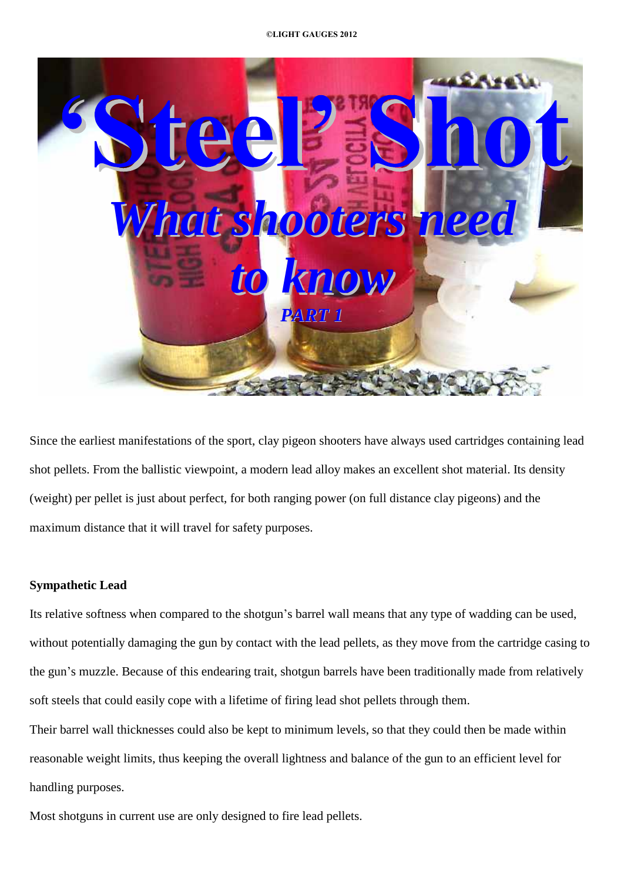# ‘Steel’ Shot

## *What shooters need to know*

### *PART 1*

Since the earliest manifestations of the sport, clay pigeon shooters have always used cartridges containing lead shot pellets. From the ballistic viewpoint, a modern lead alloy makes an excellent shot material. Its density (weight) per pellet is just about perfect, for both ranging power (on full distance clay pigeons) and the maximum distance that it will travel for safety purposes.

**Sympathetic Lead**

Its relative softness when compared to the shotgun’s barrel wall means that any type of wadding can be used, without potentially damaging the gun by contact with the lead pellets, as they move from the cartridge casing to the gun’s muzzle. Because of this endearing trait, shotgun barrels have been traditionally made from relatively soft steels that could easily cope with a lifetime of firing lead shot pellets through them.

Their barrel wall thicknesses could also be kept to minimum levels, so that they could then be made within reasonable weight limits, thus keeping the overall lightness and balance of the gun to an efficient level for handling purposes.

Most shotguns in current use are only designed to fire lead pellets.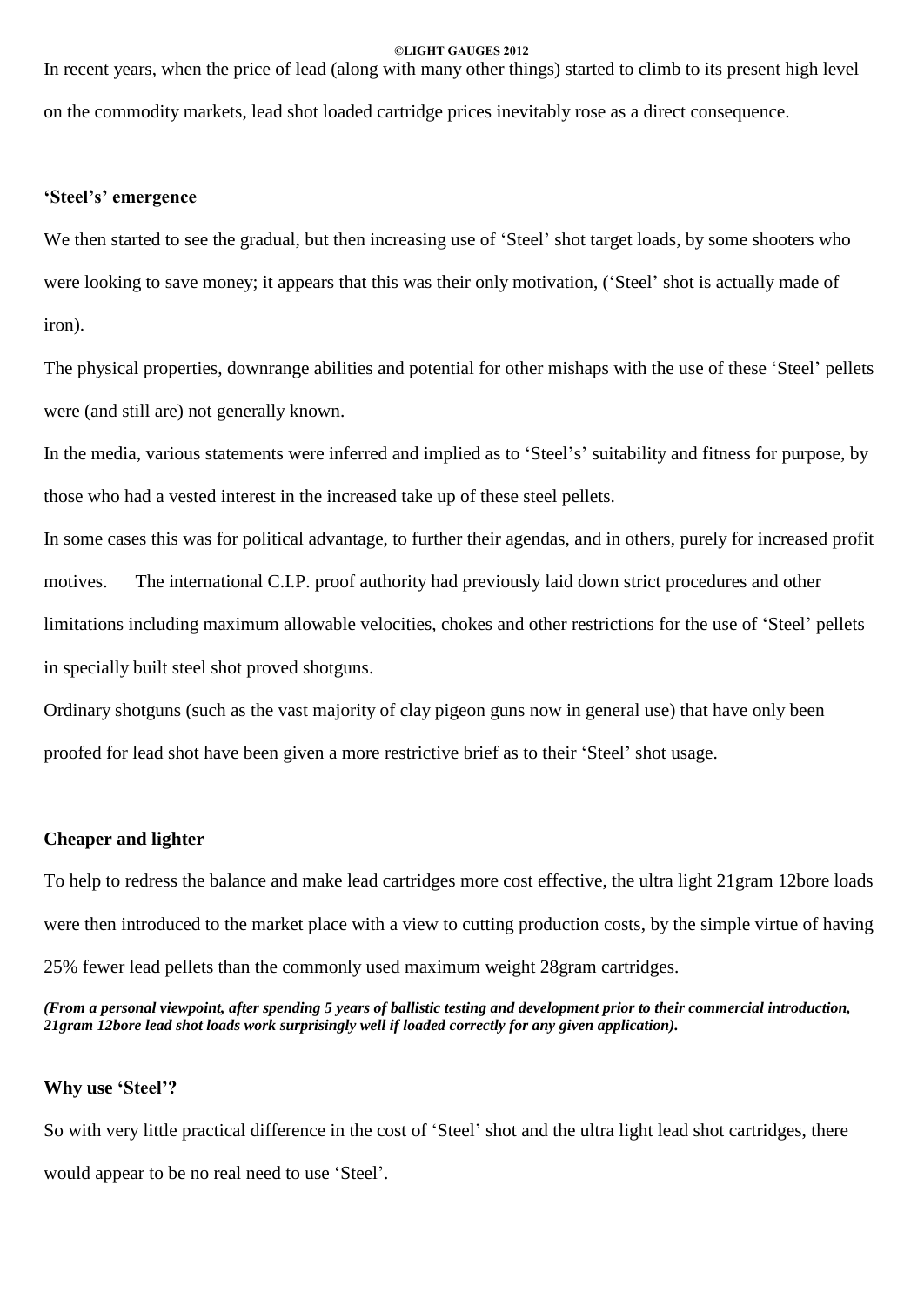In recent years, when the price of lead (along with many other things) started to climb to its present high level on the commodity markets, lead shot loaded cartridge prices inevitably rose as a direct consequence.

## 'Steel's' emergence

We then started to see the gradual, but then increasing use of 'Steel' shot target loads, by some shooters who were looking to save money; it appears that this was their only motivation, ('Steel' shot is actually made of iron).

The physical properties, downrange abilities and potential for other mishaps with the use of these 'Steel' pellets were (and still are) not generally known.

In the media, various statements were inferred and implied as to 'Steel's' suitability and fitness for purpose, by those who had a vested interest in the increased take up of these steel pellets.

In some cases this was for political advantage, to further their agendas, and in others, purely for increased profit motives. The international C.I.P. proof authority had previously laid down strict procedures and other limitations including maximum allowable velocities, chokes and other restrictions for the use of 'Steel' pellets in specially built steel shot proved shotguns.

Ordinary shotguns (such as the vast majority of clay pigeon guns now in general use) that have only been proofed for lead shot have been given a more restrictive brief as to their 'Steel' shot usage.

## Cheaper and lighter

To help to redress the balance and make lead cartridges more cost effective, the ultra light 21gram 12bore loads were then introduced to the market place with a view to cutting production costs, by the simple virtue of having 25% fewer lead pellets than the commonly used maximum weight 28gram cartridges.

***(From a personal viewpoint, after spending 5 years of ballistic testing and development prior to their commercial introduction, 21gram 12bore lead shot loads work surprisingly well if loaded correctly for any given application).***

## Why use 'Steel'?

So with very little practical difference in the cost of 'Steel' shot and the ultra light lead shot cartridges, there would appear to be no real need to use 'Steel'.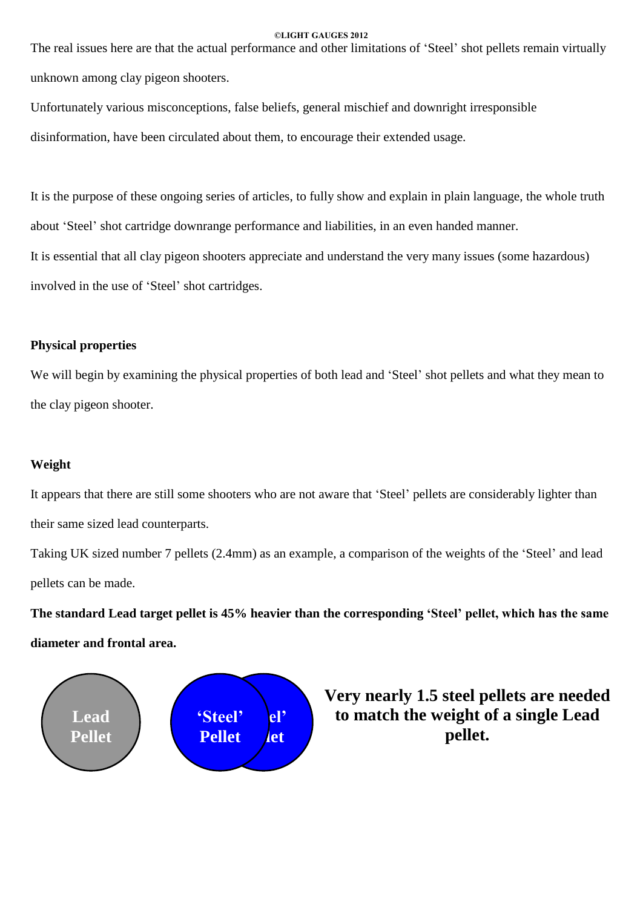The real issues here are that the actual performance and other limitations of 'Steel' shot pellets remain virtually unknown among clay pigeon shooters.

Unfortunately various misconceptions, false beliefs, general mischief and downright irresponsible disinformation, have been circulated about them, to encourage their extended usage.

It is the purpose of these ongoing series of articles, to fully show and explain in plain language, the whole truth about 'Steel' shot cartridge downrange performance and liabilities, in an even handed manner.

It is essential that all clay pigeon shooters appreciate and understand the very many issues (some hazardous) involved in the use of 'Steel' shot cartridges.

**Physical properties**

We will begin by examining the physical properties of both lead and 'Steel' shot pellets and what they mean to the clay pigeon shooter.

**Weight**

It appears that there are still some shooters who are not aware that 'Steel' pellets are considerably lighter than their same sized lead counterparts.

Taking UK sized number 7 pellets (2.4mm) as an example, a comparison of the weights of the 'Steel' and lead pellets can be made.

**The standard Lead target pellet is 45% heavier than the corresponding 'Steel' pellet, which has the same diameter and frontal area.**

Lead Pellet

'Steel' Pellet

**Very nearly 1.5 steel pellets are needed to match the weight of a single Lead pellet.**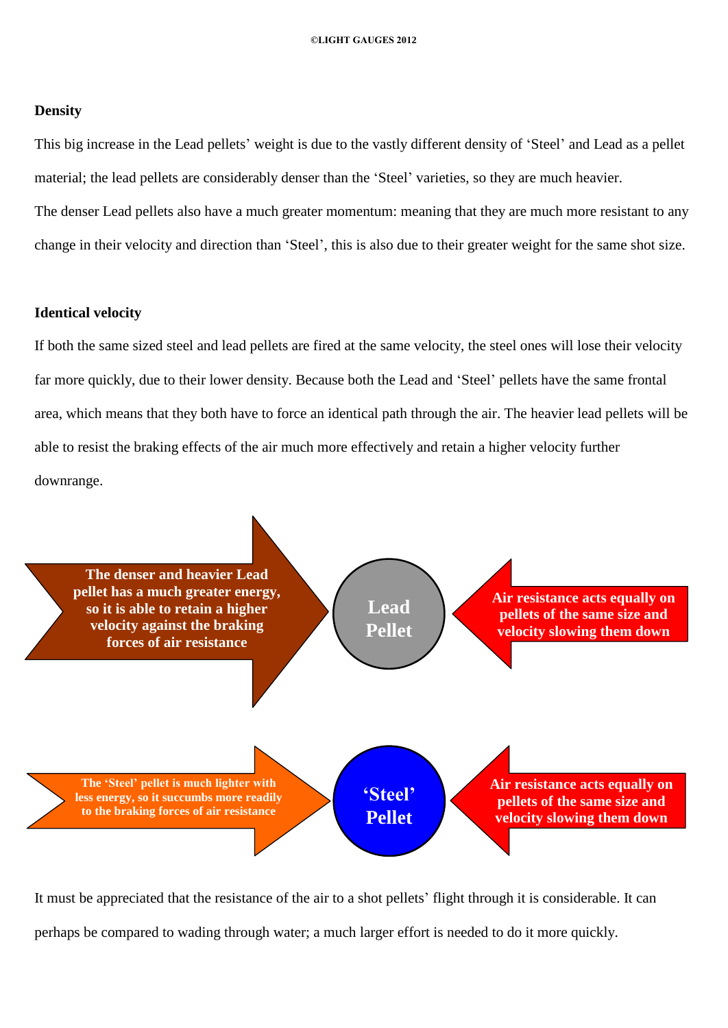## Density

This big increase in the Lead pellets' weight is due to the vastly different density of 'Steel' and Lead as a pellet material; the lead pellets are considerably denser than the 'Steel' varieties, so they are much heavier.

The denser Lead pellets also have a much greater momentum: meaning that they are much more resistant to any change in their velocity and direction than 'Steel', this is also due to their greater weight for the same shot size.

## Identical velocity

If both the same sized steel and lead pellets are fired at the same velocity, the steel ones will lose their velocity far more quickly, due to their lower density. Because both the Lead and 'Steel' pellets have the same frontal area, which means that they both have to force an identical path through the air. The heavier lead pellets will be able to resist the braking effects of the air much more effectively and retain a higher velocity further downrange.

The denser and heavier Lead pellet has a much greater energy, so it is able to retain a higher velocity against the braking forces of air resistance

**Lead Pellet**

Air resistance acts equally on pellets of the same size and velocity slowing them down

The 'Steel' pellet is much lighter with less energy, so it succumbs more readily to the braking forces of air resistance

**'Steel' Pellet**

Air resistance acts equally on pellets of the same size and velocity slowing them down

It must be appreciated that the resistance of the air to a shot pellets' flight through it is considerable. It can perhaps be compared to wading through water; a much larger effort is needed to do it more quickly.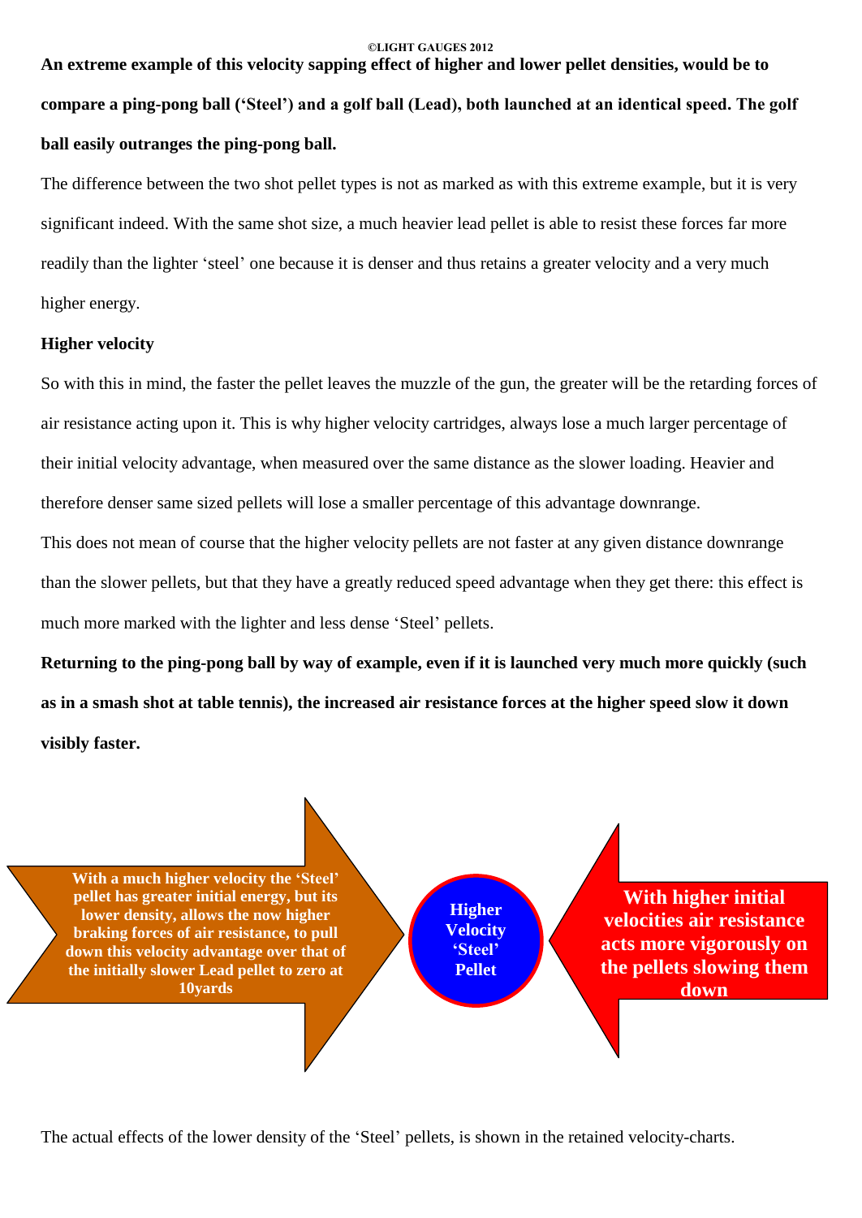**An extreme example of this velocity sapping effect of higher and lower pellet densities, would be to compare a ping-pong ball ('Steel') and a golf ball (Lead), both launched at an identical speed. The golf ball easily outranges the ping-pong ball.**

The difference between the two shot pellet types is not as marked as with this extreme example, but it is very significant indeed. With the same shot size, a much heavier lead pellet is able to resist these forces far more readily than the lighter 'steel' one because it is denser and thus retains a greater velocity and a very much higher energy.

**Higher velocity**

So with this in mind, the faster the pellet leaves the muzzle of the gun, the greater will be the retarding forces of air resistance acting upon it. This is why higher velocity cartridges, always lose a much larger percentage of their initial velocity advantage, when measured over the same distance as the slower loading. Heavier and therefore denser same sized pellets will lose a smaller percentage of this advantage downrange.

This does not mean of course that the higher velocity pellets are not faster at any given distance downrange than the slower pellets, but that they have a greatly reduced speed advantage when they get there: this effect is much more marked with the lighter and less dense 'Steel' pellets.

**Returning to the ping-pong ball by way of example, even if it is launched very much more quickly (such as in a smash shot at table tennis), the increased air resistance forces at the higher speed slow it down visibly faster.**

**With a much higher velocity the 'Steel' pellet has greater initial energy, but its lower density, allows the now higher braking forces of air resistance, to pull down this velocity advantage over that of the initially slower Lead pellet to zero at 10yards**

**Higher Velocity 'Steel' Pellet**

**With higher initial velocities air resistance acts more vigorously on the pellets slowing them down**

The actual effects of the lower density of the 'Steel' pellets, is shown in the retained velocity-charts.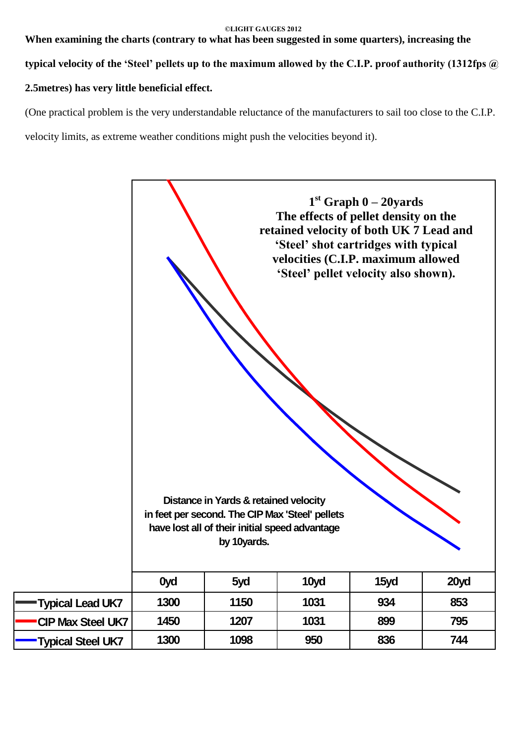**When examining the charts (contrary to what has been suggested in some quarters), increasing the typical velocity of the 'Steel' pellets up to the maximum allowed by the C.I.P. proof authority (1312fps @ 2.5metres) has very little beneficial effect.**

(One practical problem is the very understandable reluctance of the manufacturers to sail too close to the C.I.P. velocity limits, as extreme weather conditions might push the velocities beyond it).

**1st Graph 0 – 20yards**
**The effects of pellet density on the retained velocity of both UK 7 Lead and 'Steel' shot cartridges with typical velocities (C.I.P. maximum allowed 'Steel' pellet velocity also shown).**

**Distance in Yards & retained velocity in feet per second. The CIP Max 'Steel' pellets have lost all of their initial speed advantage by 10yards.**

| | 0yd | 5yd | 10yd | 15yd | 20yd |
|---|---|---|---|---|---|
| Typical Lead UK7 | 1300 | 1150 | 1031 | 934 | 853 |
| CIP Max Steel UK7 | 1450 | 1207 | 1031 | 899 | 795 |
| Typical Steel UK7 | 1300 | 1098 | 950 | 836 | 744 |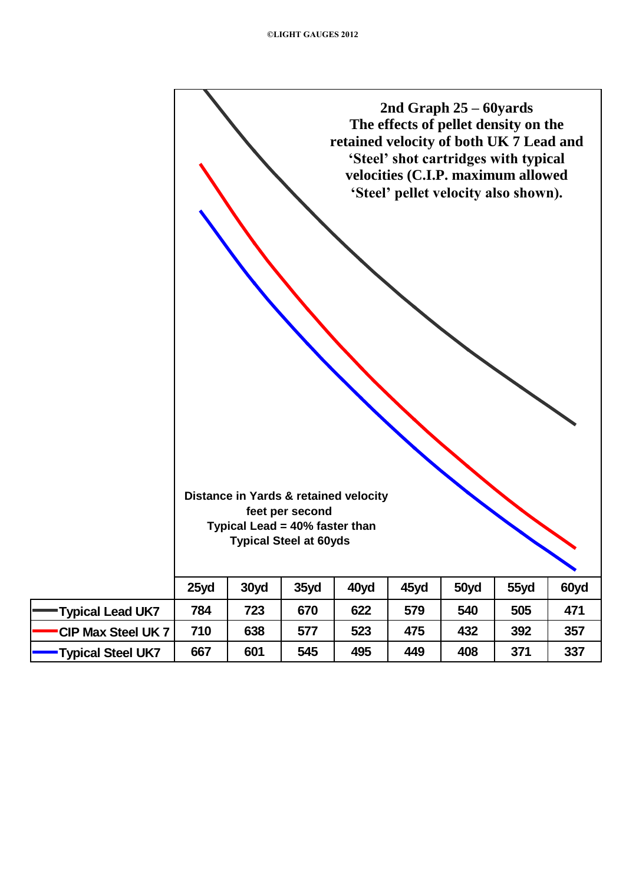**2nd Graph 25 – 60yards**
**The effects of pellet density on the retained velocity of both UK 7 Lead and 'Steel' shot cartridges with typical velocities (C.I.P. maximum allowed 'Steel' pellet velocity also shown).**

**Distance in Yards & retained velocity feet per second**
**Typical Lead = 40% faster than Typical Steel at 60yds**

| | 25yd | 30yd | 35yd | 40yd | 45yd | 50yd | 55yd | 60yd |
|---|---|---|---|---|---|---|---|---|
| Typical Lead UK7 | 784 | 723 | 670 | 622 | 579 | 540 | 505 | 471 |
| CIP Max Steel UK 7 | 710 | 638 | 577 | 523 | 475 | 432 | 392 | 357 |
| Typical Steel UK7 | 667 | 601 | 545 | 495 | 449 | 408 | 371 | 337 |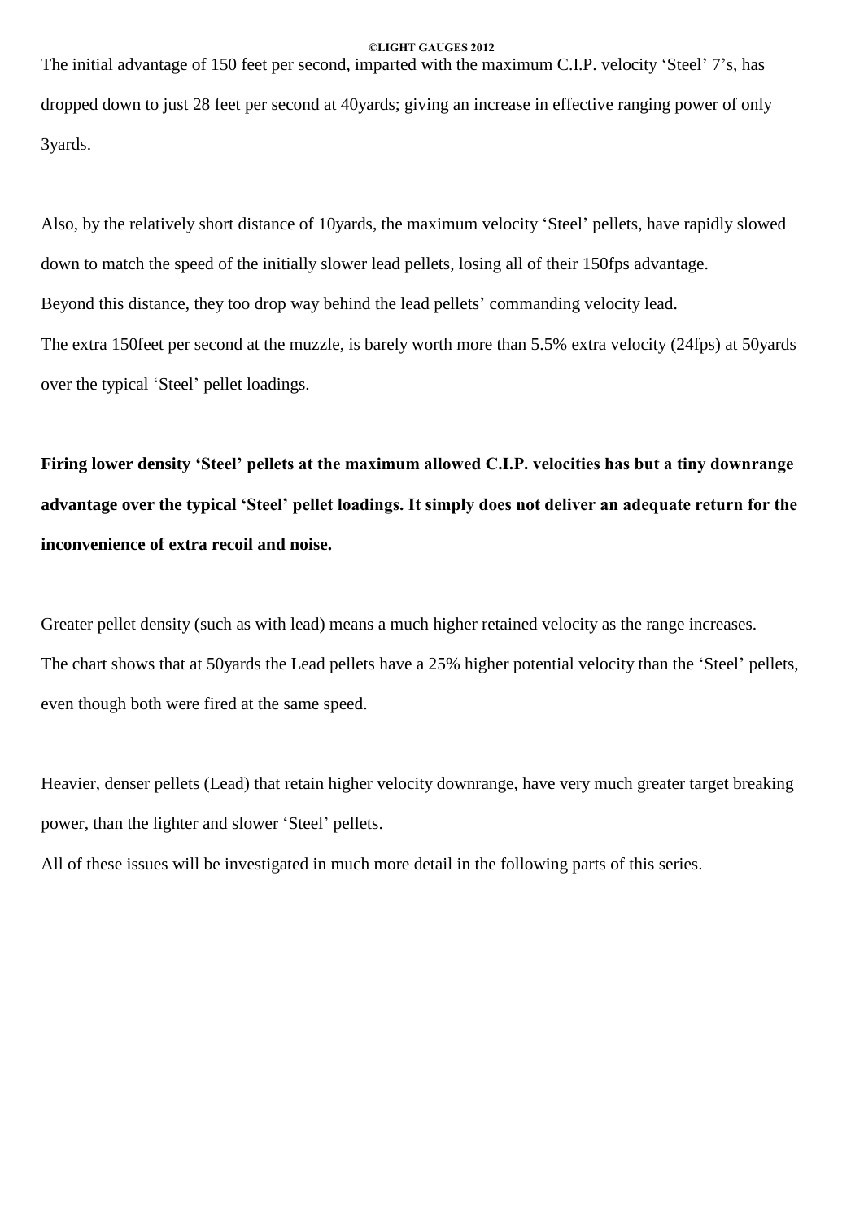The initial advantage of 150 feet per second, imparted with the maximum C.I.P. velocity ‘Steel’ 7’s, has dropped down to just 28 feet per second at 40yards; giving an increase in effective ranging power of only 3yards.

Also, by the relatively short distance of 10yards, the maximum velocity ‘Steel’ pellets, have rapidly slowed down to match the speed of the initially slower lead pellets, losing all of their 150fps advantage.
Beyond this distance, they too drop way behind the lead pellets’ commanding velocity lead.
The extra 150feet per second at the muzzle, is barely worth more than 5.5% extra velocity (24fps) at 50yards over the typical ‘Steel’ pellet loadings.

**Firing lower density ‘Steel’ pellets at the maximum allowed C.I.P. velocities has but a tiny downrange advantage over the typical ‘Steel’ pellet loadings. It simply does not deliver an adequate return for the inconvenience of extra recoil and noise.**

Greater pellet density (such as with lead) means a much higher retained velocity as the range increases.
The chart shows that at 50yards the Lead pellets have a 25% higher potential velocity than the ‘Steel’ pellets, even though both were fired at the same speed.

Heavier, denser pellets (Lead) that retain higher velocity downrange, have very much greater target breaking power, than the lighter and slower ‘Steel’ pellets.
All of these issues will be investigated in much more detail in the following parts of this series.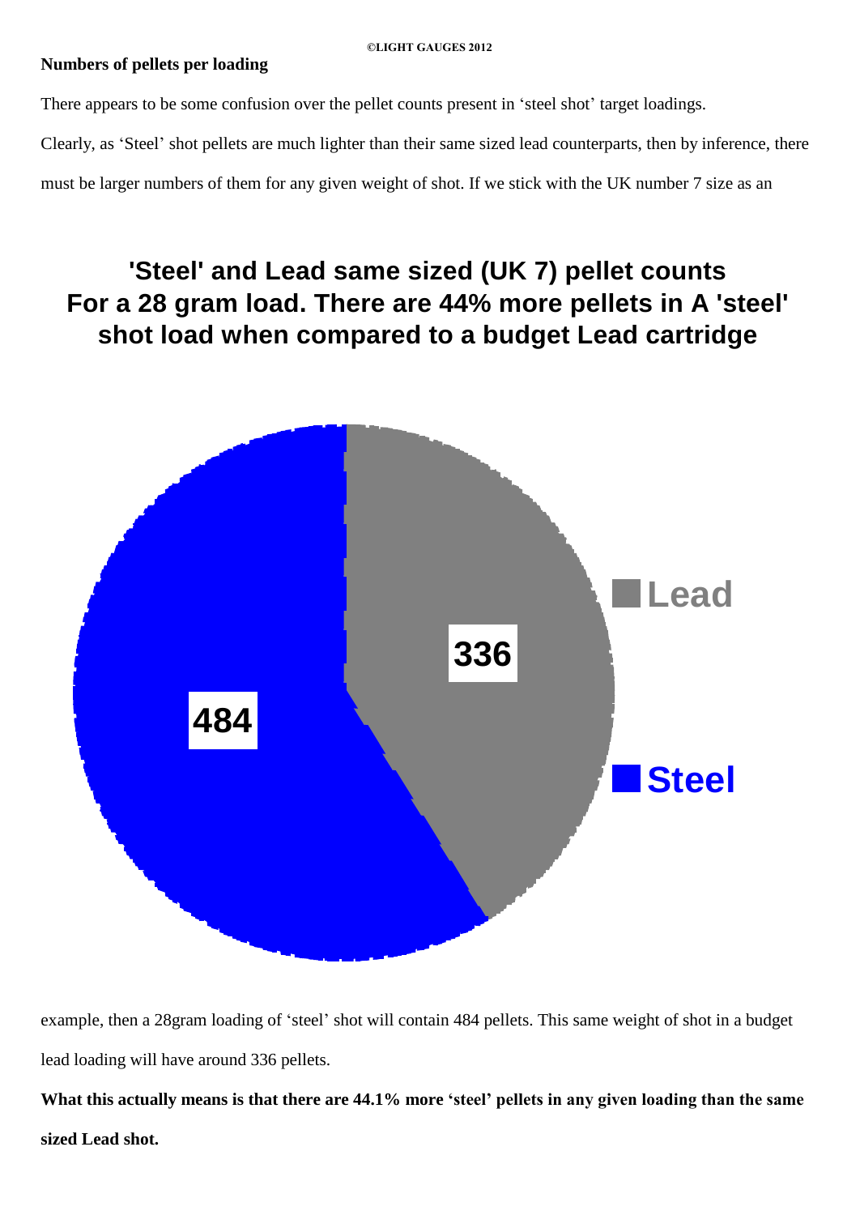**Numbers of pellets per loading**

There appears to be some confusion over the pellet counts present in 'steel shot' target loadings.

Clearly, as 'Steel' shot pellets are much lighter than their same sized lead counterparts, then by inference, there must be larger numbers of them for any given weight of shot. If we stick with the UK number 7 size as an

**'Steel' and Lead same sized (UK 7) pellet counts For a 28 gram load. There are 44% more pellets in A 'steel' shot load when compared to a budget Lead cartridge**

| | Pellets |
|---|---|
| Lead | 336 |
| Steel | 484 |

example, then a 28gram loading of 'steel' shot will contain 484 pellets. This same weight of shot in a budget lead loading will have around 336 pellets.

**What this actually means is that there are 44.1% more 'steel' pellets in any given loading than the same sized Lead shot.**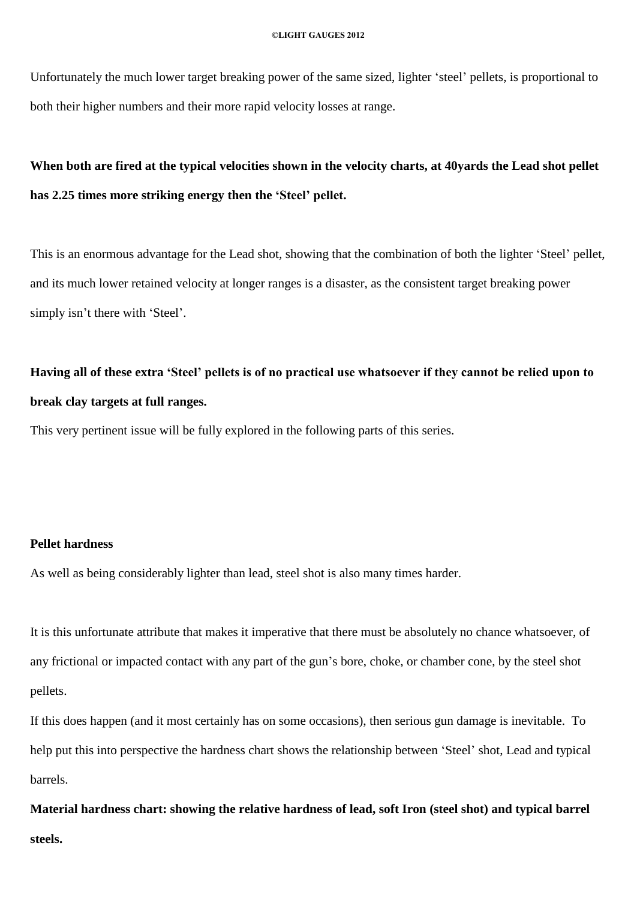Unfortunately the much lower target breaking power of the same sized, lighter 'steel' pellets, is proportional to both their higher numbers and their more rapid velocity losses at range.

**When both are fired at the typical velocities shown in the velocity charts, at 40yards the Lead shot pellet has 2.25 times more striking energy then the 'Steel' pellet.**

This is an enormous advantage for the Lead shot, showing that the combination of both the lighter 'Steel' pellet, and its much lower retained velocity at longer ranges is a disaster, as the consistent target breaking power simply isn't there with 'Steel'.

**Having all of these extra 'Steel' pellets is of no practical use whatsoever if they cannot be relied upon to break clay targets at full ranges.**

This very pertinent issue will be fully explored in the following parts of this series.

**Pellet hardness**

As well as being considerably lighter than lead, steel shot is also many times harder.

It is this unfortunate attribute that makes it imperative that there must be absolutely no chance whatsoever, of any frictional or impacted contact with any part of the gun's bore, choke, or chamber cone, by the steel shot pellets.

If this does happen (and it most certainly has on some occasions), then serious gun damage is inevitable. To help put this into perspective the hardness chart shows the relationship between 'Steel' shot, Lead and typical barrels.

**Material hardness chart: showing the relative hardness of lead, soft Iron (steel shot) and typical barrel steels.**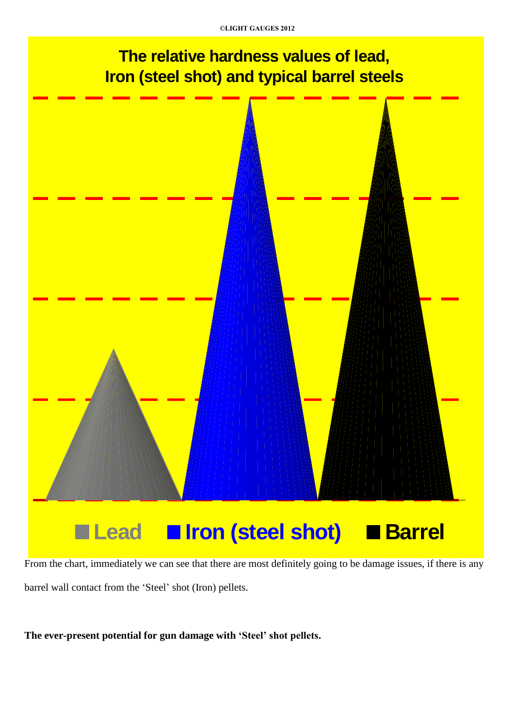©LIGHT GAUGES 2012

**The relative hardness values of lead, Iron (steel shot) and typical barrel steels**

Lead | Iron (steel shot) | Barrel

From the chart, immediately we can see that there are most definitely going to be damage issues, if there is any barrel wall contact from the 'Steel' shot (Iron) pellets.

**The ever-present potential for gun damage with 'Steel' shot pellets.**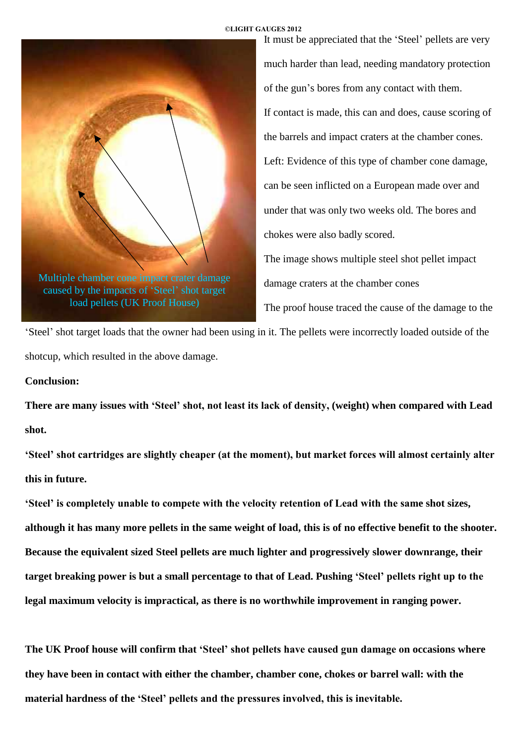Multiple chamber cone impact crater damage caused by the impacts of 'Steel' shot target load pellets (UK Proof House)

It must be appreciated that the 'Steel' pellets are very much harder than lead, needing mandatory protection of the gun's bores from any contact with them.

If contact is made, this can and does, cause scoring of the barrels and impact craters at the chamber cones.

Left: Evidence of this type of chamber cone damage, can be seen inflicted on a European made over and under that was only two weeks old. The bores and chokes were also badly scored.

The image shows multiple steel shot pellet impact damage craters at the chamber cones

The proof house traced the cause of the damage to the 'Steel' shot target loads that the owner had been using in it. The pellets were incorrectly loaded outside of the shotcup, which resulted in the above damage.

**Conclusion:**

**There are many issues with 'Steel' shot, not least its lack of density, (weight) when compared with Lead shot.**

**'Steel' shot cartridges are slightly cheaper (at the moment), but market forces will almost certainly alter this in future.**

**'Steel' is completely unable to compete with the velocity retention of Lead with the same shot sizes, although it has many more pellets in the same weight of load, this is of no effective benefit to the shooter. Because the equivalent sized Steel pellets are much lighter and progressively slower downrange, their target breaking power is but a small percentage to that of Lead. Pushing 'Steel' pellets right up to the legal maximum velocity is impractical, as there is no worthwhile improvement in ranging power.**

**The UK Proof house will confirm that 'Steel' shot pellets have caused gun damage on occasions where they have been in contact with either the chamber, chamber cone, chokes or barrel wall: with the material hardness of the 'Steel' pellets and the pressures involved, this is inevitable.**